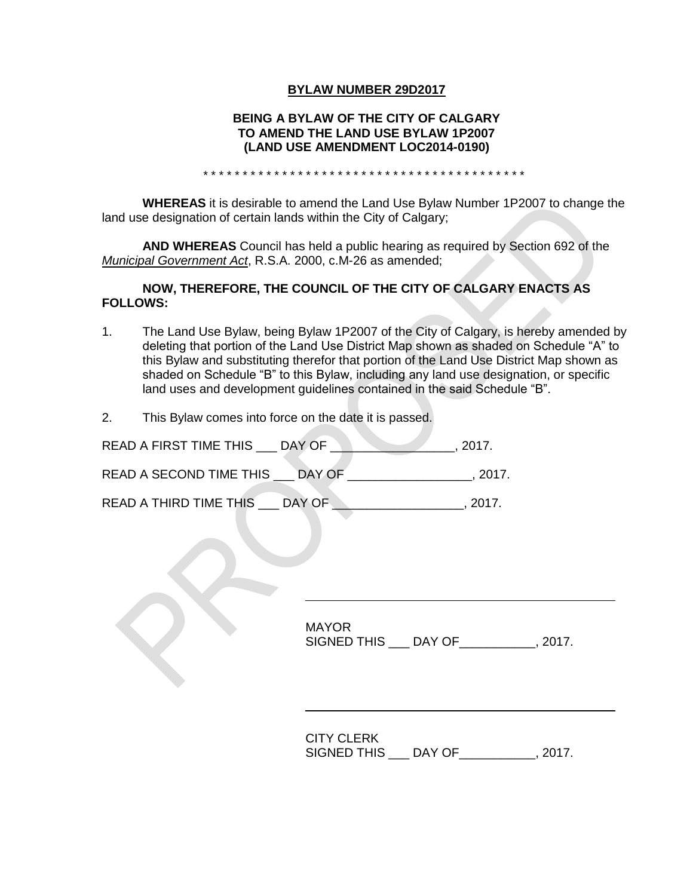**BYLAW NUMBER 29D2017**

**BEING A BYLAW OF THE CITY OF CALGARY**
**TO AMEND THE LAND USE BYLAW 1P2007**
**(LAND USE AMENDMENT LOC2014-0190)**

* * * * * * * * * * * * * * * * * * * * * * * * * * * * * * * * * * * * * * * * * * *

**WHEREAS** it is desirable to amend the Land Use Bylaw Number 1P2007 to change the land use designation of certain lands within the City of Calgary;

**AND WHEREAS** Council has held a public hearing as required by Section 692 of the *Municipal Government Act*, R.S.A. 2000, c.M-26 as amended;

**NOW, THEREFORE, THE COUNCIL OF THE CITY OF CALGARY ENACTS AS FOLLOWS:**

1. The Land Use Bylaw, being Bylaw 1P2007 of the City of Calgary, is hereby amended by deleting that portion of the Land Use District Map shown as shaded on Schedule "A" to this Bylaw and substituting therefor that portion of the Land Use District Map shown as shaded on Schedule "B" to this Bylaw, including any land use designation, or specific land uses and development guidelines contained in the said Schedule "B".

2. This Bylaw comes into force on the date it is passed.

READ A FIRST TIME THIS ___ DAY OF _________________, 2017.

READ A SECOND TIME THIS ___ DAY OF _________________, 2017.

READ A THIRD TIME THIS ___ DAY OF __________________, 2017.

_______________________________________________

MAYOR
SIGNED THIS ___ DAY OF___________, 2017.

_______________________________________________

CITY CLERK
SIGNED THIS ___ DAY OF___________, 2017.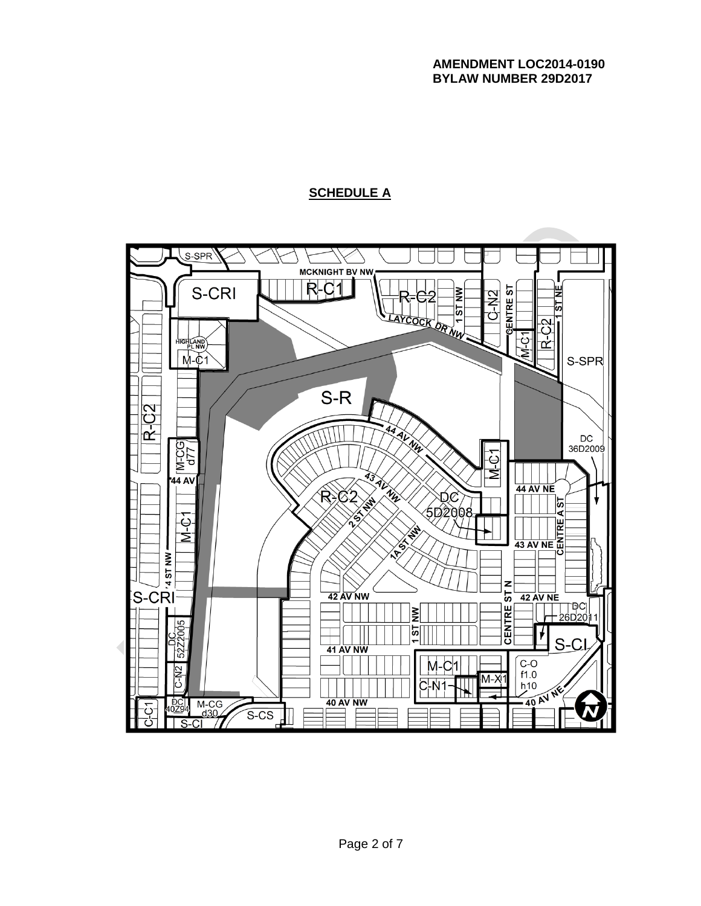**AMENDMENT LOC2014-0190**
**BYLAW NUMBER 29D2017**

## SCHEDULE A

S-SPR

MCKNIGHT BV NW

S-CRI

R-C1

R-C2

1 ST NW

C-N2

CENTRE ST

1 ST NE

LAYCOCK DR NW

HIGHLAND PL NW

M-C1

M-C1

R-C2

S-SPR

S-R

R-C2

44 AV NW

M-CG d77

M-C1

DC 36D2009

44 AV

43 AV NW

44 AV NE

R-C2

2 ST NW

DC 5D2008

CENTRE A ST

M-C1

1A ST NW

43 AV NE

4 ST NW

CENTRE ST N

S-CRI

42 AV NW

42 AV NE

DC 26D2011

1 ST NW

CENTRE ST

DC 52Z2005

S-CI

41 AV NW

M-C1

C-O f1.0 h10

C-N2

M-X1

C-N1

40 AV NW

40 AV NE

DC 40Z94

M-CG d30

C-C1

S-CS

S-CI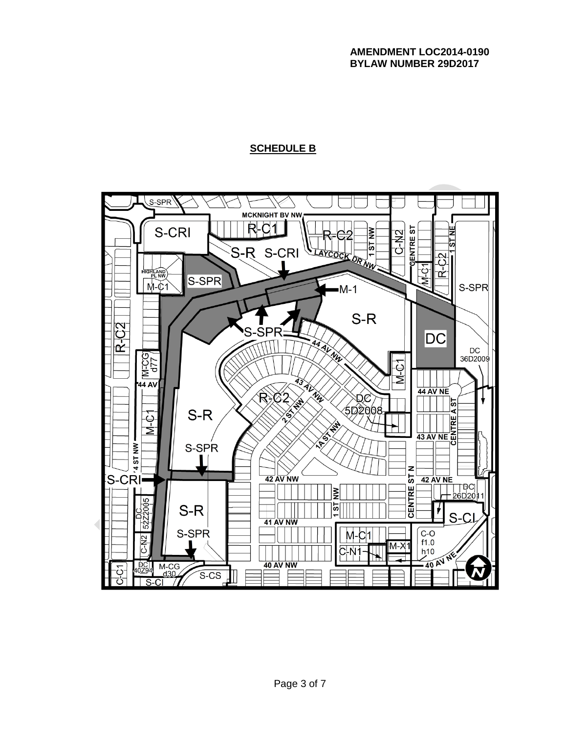**AMENDMENT LOC2014-0190**
**BYLAW NUMBER 29D2017**

## SCHEDULE B

S-SPR

MCKNIGHT BV NW

S-CRI

R-C1

R-C2

1 ST NW

C-N2

CENTRE ST

1 ST NE

S-R S-CRI

LAYCOCK DR NW

R-C2

M-C1

HIGHLAND PL NW

M-C1

S-SPR

M-1

S-SPR

S-R

S-SPR

R-C2

DC

DC 36D2009

44 AV NW

M-CG d77

M-C1

44 AV

43 AV NW

44 AV NE

R-C2

2 ST NW

DC 5D2008

CENTRE A ST

M-C1

S-R

1A ST NW

43 AV NE

S-SPR

4 ST NW

S-CRI

42 AV NW

CENTRE ST N

42 AV NE

DC 26D2011

1 ST NW

DC 52Z2005

S-R

CENTRE ST N

S-CI

41 AV NW

S-SPR

M-C1

C-O f1.0 h10

C-N2

M-X1

C-N1

DC 40Z94

M-CG d30

40 AV NW

40 AV NE

C-C1

S-CS

S-CI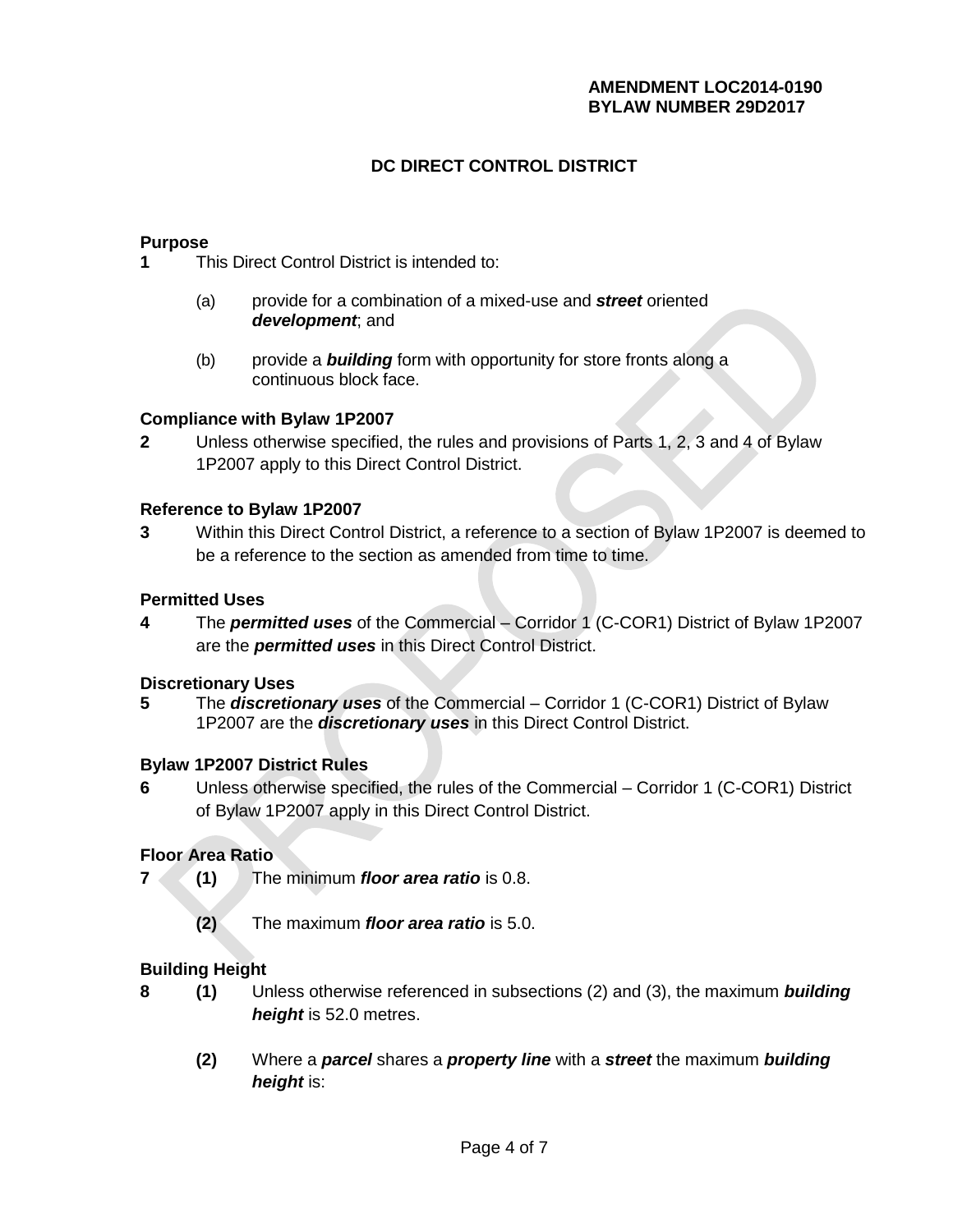**AMENDMENT LOC2014-0190**
**BYLAW NUMBER 29D2017**

## DC DIRECT CONTROL DISTRICT

### Purpose

**1** This Direct Control District is intended to:

(a) provide for a combination of a mixed-use and ***street*** oriented ***development***; and

(b) provide a ***building*** form with opportunity for store fronts along a continuous block face.

### Compliance with Bylaw 1P2007

**2** Unless otherwise specified, the rules and provisions of Parts 1, 2, 3 and 4 of Bylaw 1P2007 apply to this Direct Control District.

### Reference to Bylaw 1P2007

**3** Within this Direct Control District, a reference to a section of Bylaw 1P2007 is deemed to be a reference to the section as amended from time to time.

### Permitted Uses

**4** The ***permitted uses*** of the Commercial – Corridor 1 (C-COR1) District of Bylaw 1P2007 are the ***permitted uses*** in this Direct Control District.

### Discretionary Uses

**5** The ***discretionary uses*** of the Commercial – Corridor 1 (C-COR1) District of Bylaw 1P2007 are the ***discretionary uses*** in this Direct Control District.

### Bylaw 1P2007 District Rules

**6** Unless otherwise specified, the rules of the Commercial – Corridor 1 (C-COR1) District of Bylaw 1P2007 apply in this Direct Control District.

### Floor Area Ratio

**7** **(1)** The minimum ***floor area ratio*** is 0.8.

**(2)** The maximum ***floor area ratio*** is 5.0.

### Building Height

**8** **(1)** Unless otherwise referenced in subsections (2) and (3), the maximum ***building height*** is 52.0 metres.

**(2)** Where a ***parcel*** shares a ***property line*** with a ***street*** the maximum ***building height*** is: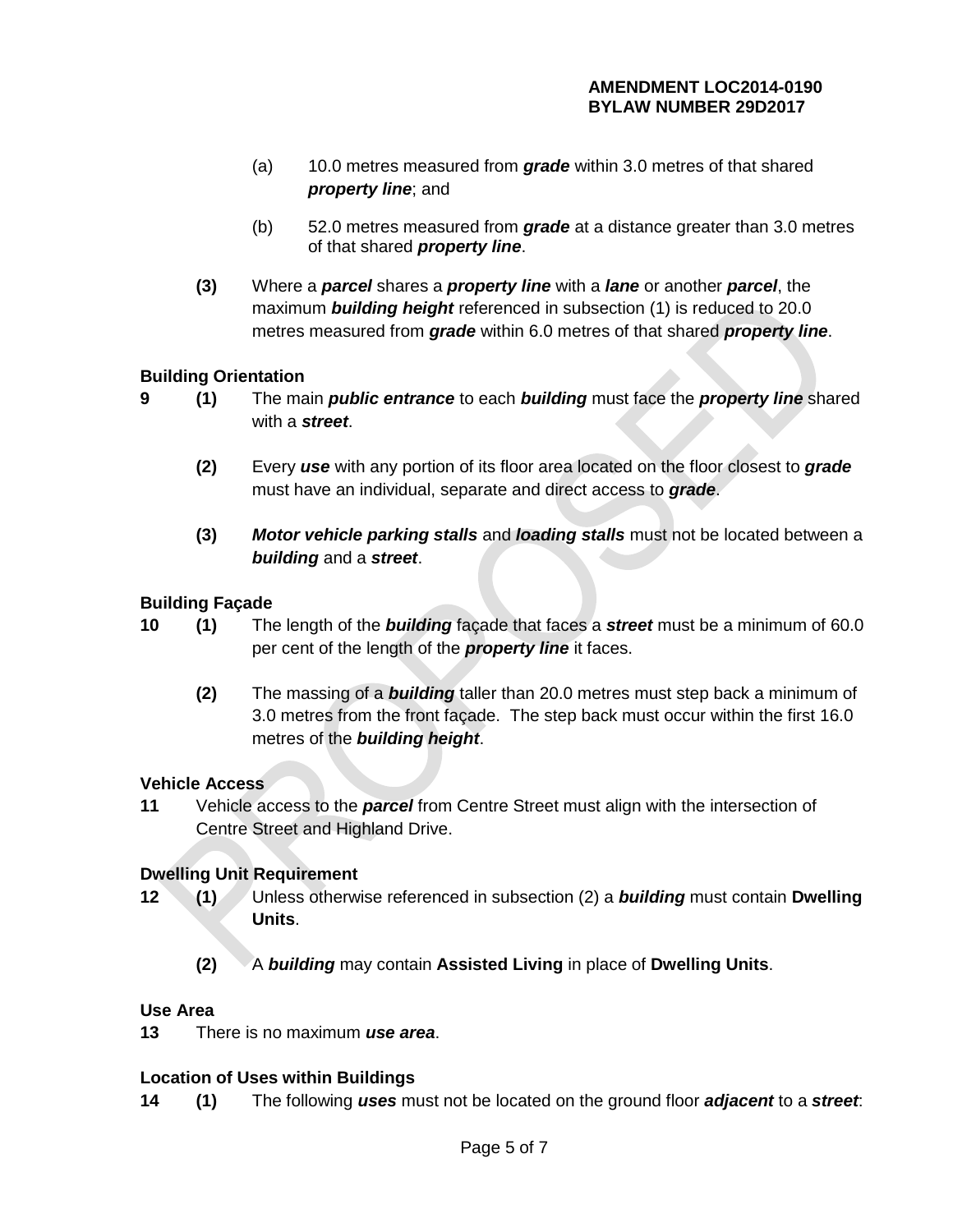(a) 10.0 metres measured from ***grade*** within 3.0 metres of that shared ***property line***; and

(b) 52.0 metres measured from ***grade*** at a distance greater than 3.0 metres of that shared ***property line***.

**(3)** Where a ***parcel*** shares a ***property line*** with a ***lane*** or another ***parcel***, the maximum ***building height*** referenced in subsection (1) is reduced to 20.0 metres measured from ***grade*** within 6.0 metres of that shared ***property line***.

**Building Orientation**

**9** **(1)** The main ***public entrance*** to each ***building*** must face the ***property line*** shared with a ***street***.

**(2)** Every ***use*** with any portion of its floor area located on the floor closest to ***grade*** must have an individual, separate and direct access to ***grade***.

**(3)** ***Motor vehicle parking stalls*** and ***loading stalls*** must not be located between a ***building*** and a ***street***.

**Building Façade**

**10** **(1)** The length of the ***building*** façade that faces a ***street*** must be a minimum of 60.0 per cent of the length of the ***property line*** it faces.

**(2)** The massing of a ***building*** taller than 20.0 metres must step back a minimum of 3.0 metres from the front façade. The step back must occur within the first 16.0 metres of the ***building height***.

**Vehicle Access**

**11** Vehicle access to the ***parcel*** from Centre Street must align with the intersection of Centre Street and Highland Drive.

**Dwelling Unit Requirement**

**12** **(1)** Unless otherwise referenced in subsection (2) a ***building*** must contain **Dwelling Units**.

**(2)** A ***building*** may contain **Assisted Living** in place of **Dwelling Units**.

**Use Area**

**13** There is no maximum ***use area***.

**Location of Uses within Buildings**

**14** **(1)** The following ***uses*** must not be located on the ground floor ***adjacent*** to a ***street***: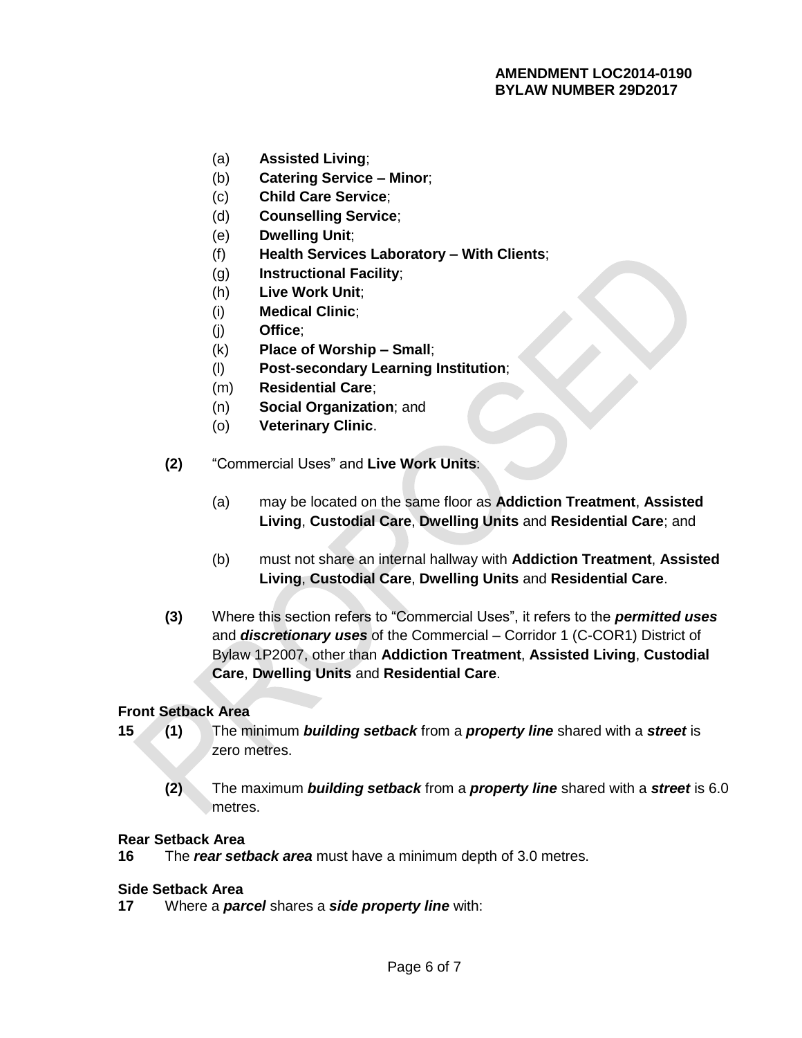(a) **Assisted Living**;
(b) **Catering Service – Minor**;
(c) **Child Care Service**;
(d) **Counselling Service**;
(e) **Dwelling Unit**;
(f) **Health Services Laboratory – With Clients**;
(g) **Instructional Facility**;
(h) **Live Work Unit**;
(i) **Medical Clinic**;
(j) **Office**;
(k) **Place of Worship – Small**;
(l) **Post-secondary Learning Institution**;
(m) **Residential Care**;
(n) **Social Organization**; and
(o) **Veterinary Clinic**.

**(2)** "Commercial Uses" and **Live Work Units**:

(a) may be located on the same floor as **Addiction Treatment**, **Assisted Living**, **Custodial Care**, **Dwelling Units** and **Residential Care**; and

(b) must not share an internal hallway with **Addiction Treatment**, **Assisted Living**, **Custodial Care**, **Dwelling Units** and **Residential Care**.

**(3)** Where this section refers to "Commercial Uses", it refers to the ***permitted uses*** and ***discretionary uses*** of the Commercial – Corridor 1 (C-COR1) District of Bylaw 1P2007, other than **Addiction Treatment**, **Assisted Living**, **Custodial Care**, **Dwelling Units** and **Residential Care**.

**Front Setback Area**

**15** **(1)** The minimum ***building setback*** from a ***property line*** shared with a ***street*** is zero metres.

**(2)** The maximum ***building setback*** from a ***property line*** shared with a ***street*** is 6.0 metres.

**Rear Setback Area**

**16** The ***rear setback area*** must have a minimum depth of 3.0 metres.

**Side Setback Area**

**17** Where a ***parcel*** shares a ***side property line*** with: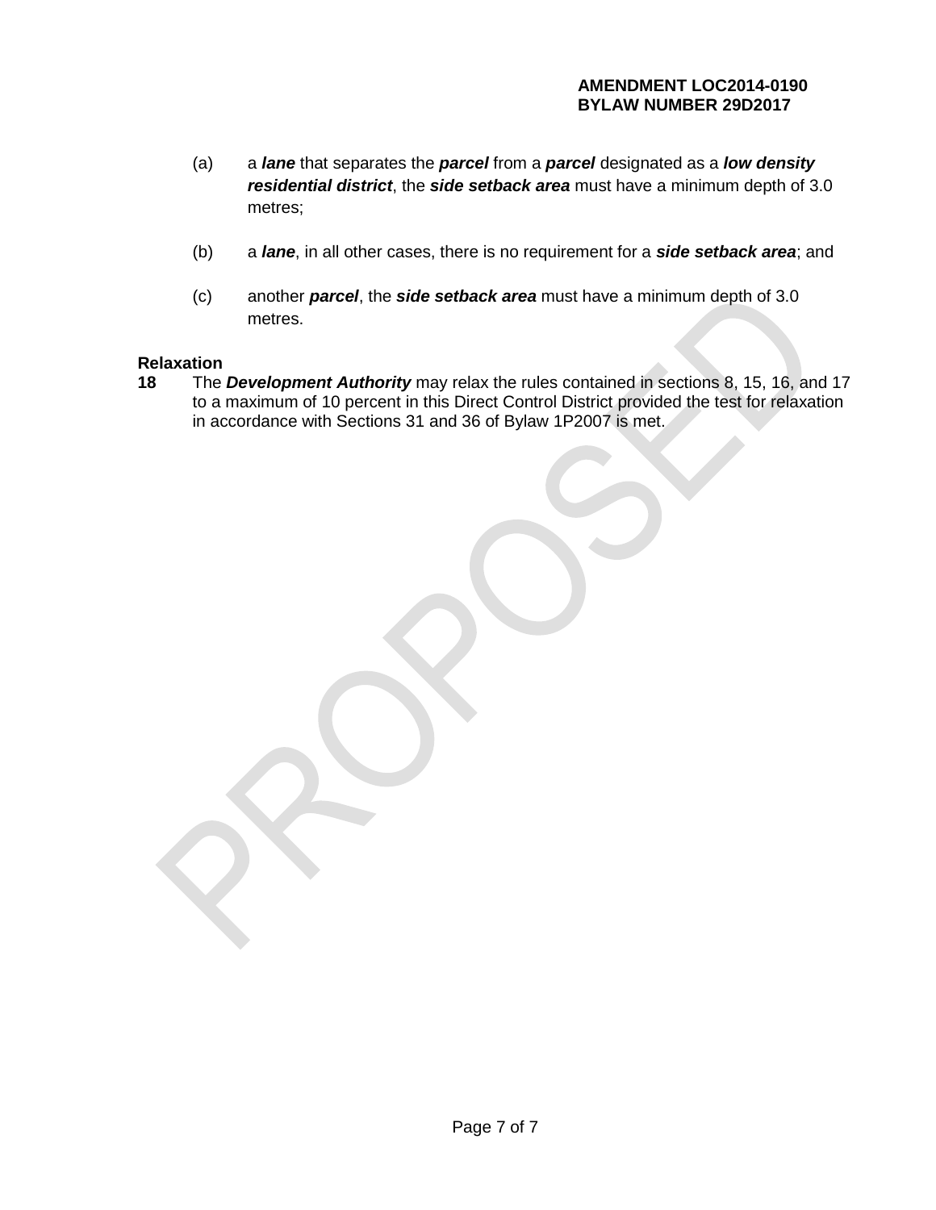(a) a ***lane*** that separates the ***parcel*** from a ***parcel*** designated as a ***low density residential district***, the ***side setback area*** must have a minimum depth of 3.0 metres;

(b) a ***lane***, in all other cases, there is no requirement for a ***side setback area***; and

(c) another ***parcel***, the ***side setback area*** must have a minimum depth of 3.0 metres.

**Relaxation**

**18** The ***Development Authority*** may relax the rules contained in sections 8, 15, 16, and 17 to a maximum of 10 percent in this Direct Control District provided the test for relaxation in accordance with Sections 31 and 36 of Bylaw 1P2007 is met.